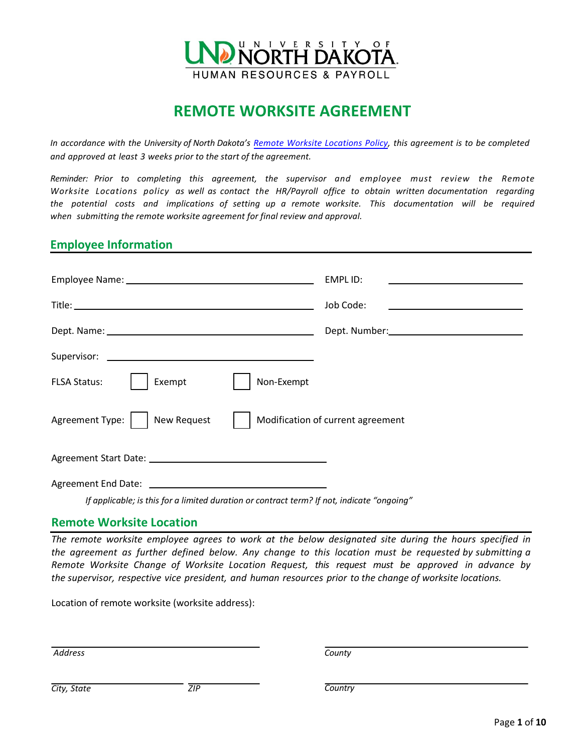UNIVERSITY OF NORTH DAKOTA
HUMAN RESOURCES & PAYROLL

# REMOTE WORKSITE AGREEMENT

*In accordance with the University of North Dakota's [Remote Worksite Locations Policy](), this agreement is to be completed and approved at least 3 weeks prior to the start of the agreement.*

*Reminder: Prior to completing this agreement, the supervisor and employee must review the Remote Worksite Locations policy as well as contact the HR/Payroll office to obtain written documentation regarding the potential costs and implications of setting up a remote worksite. This documentation will be required when submitting the remote worksite agreement for final review and approval.*

## Employee Information

Employee Name: ______________________________ EMPL ID: ____________________

Title: ______________________________ Job Code: ____________________

Dept. Name: ______________________________ Dept. Number: ____________________

Supervisor: ______________________________

FLSA Status: ☐ Exempt ☐ Non-Exempt

Agreement Type: ☐ New Request ☐ Modification of current agreement

Agreement Start Date: ______________________________

Agreement End Date: ______________________________

*If applicable; is this for a limited duration or contract term? If not, indicate "ongoing"*

## Remote Worksite Location

*The remote worksite employee agrees to work at the below designated site during the hours specified in the agreement as further defined below. Any change to this location must be requested by submitting a Remote Worksite Change of Worksite Location Request, this request must be approved in advance by the supervisor, respective vice president, and human resources prior to the change of worksite locations.*

Location of remote worksite (worksite address):

______________________________ ______________________________
*Address* *County*

____________________ __________ ______________________________
*City, State* *ZIP* *Country*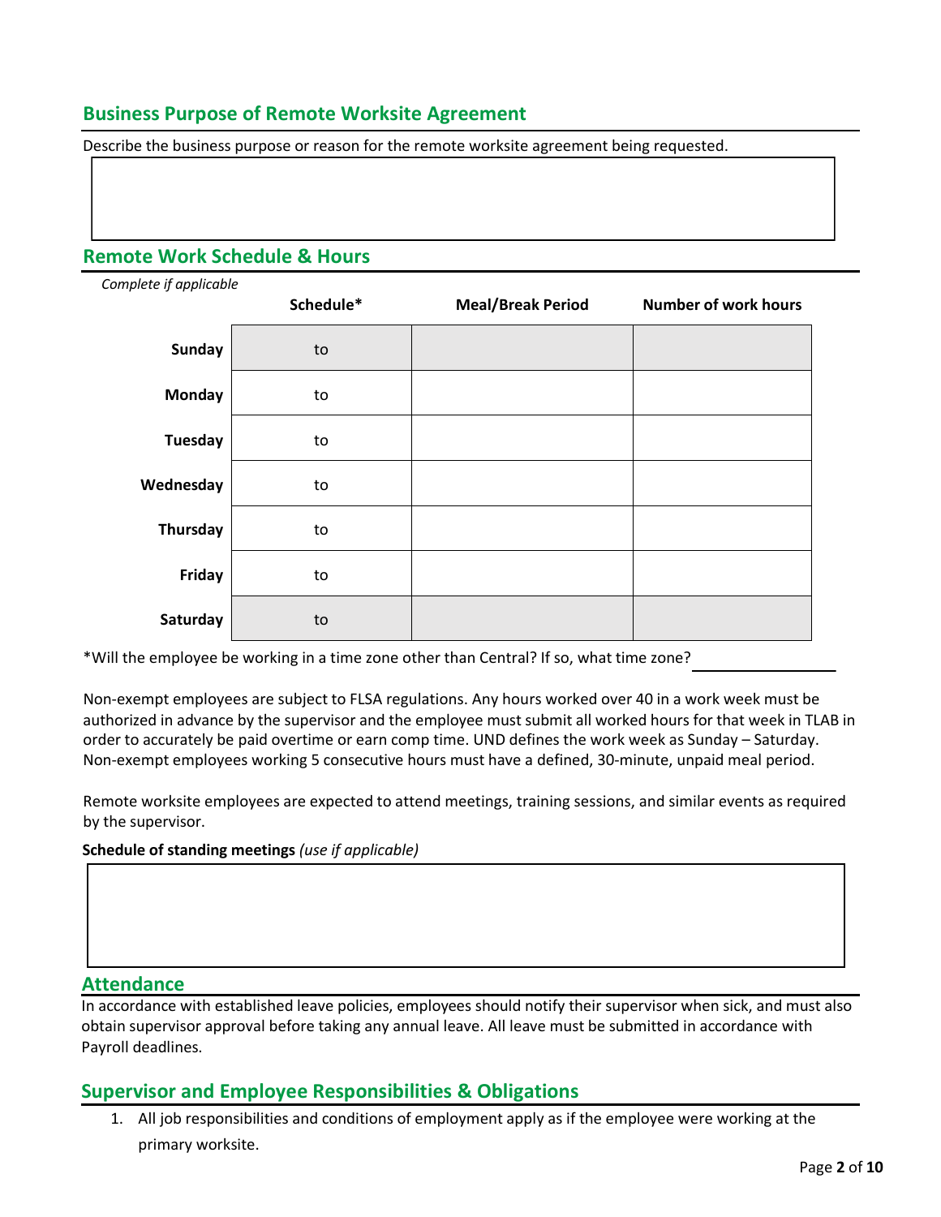## Business Purpose of Remote Worksite Agreement

Describe the business purpose or reason for the remote worksite agreement being requested.

## Remote Work Schedule & Hours

*Complete if applicable*

| | Schedule* | Meal/Break Period | Number of work hours |
|---|---|---|---|
| **Sunday** | to | | |
| **Monday** | to | | |
| **Tuesday** | to | | |
| **Wednesday** | to | | |
| **Thursday** | to | | |
| **Friday** | to | | |
| **Saturday** | to | | |

*Will the employee be working in a time zone other than Central? If so, what time zone? ______________

Non-exempt employees are subject to FLSA regulations. Any hours worked over 40 in a work week must be authorized in advance by the supervisor and the employee must submit all worked hours for that week in TLAB in order to accurately be paid overtime or earn comp time. UND defines the work week as Sunday – Saturday. Non-exempt employees working 5 consecutive hours must have a defined, 30-minute, unpaid meal period.

Remote worksite employees are expected to attend meetings, training sessions, and similar events as required by the supervisor.

**Schedule of standing meetings** *(use if applicable)*

## Attendance

In accordance with established leave policies, employees should notify their supervisor when sick, and must also obtain supervisor approval before taking any annual leave. All leave must be submitted in accordance with Payroll deadlines.

## Supervisor and Employee Responsibilities & Obligations

1. All job responsibilities and conditions of employment apply as if the employee were working at the primary worksite.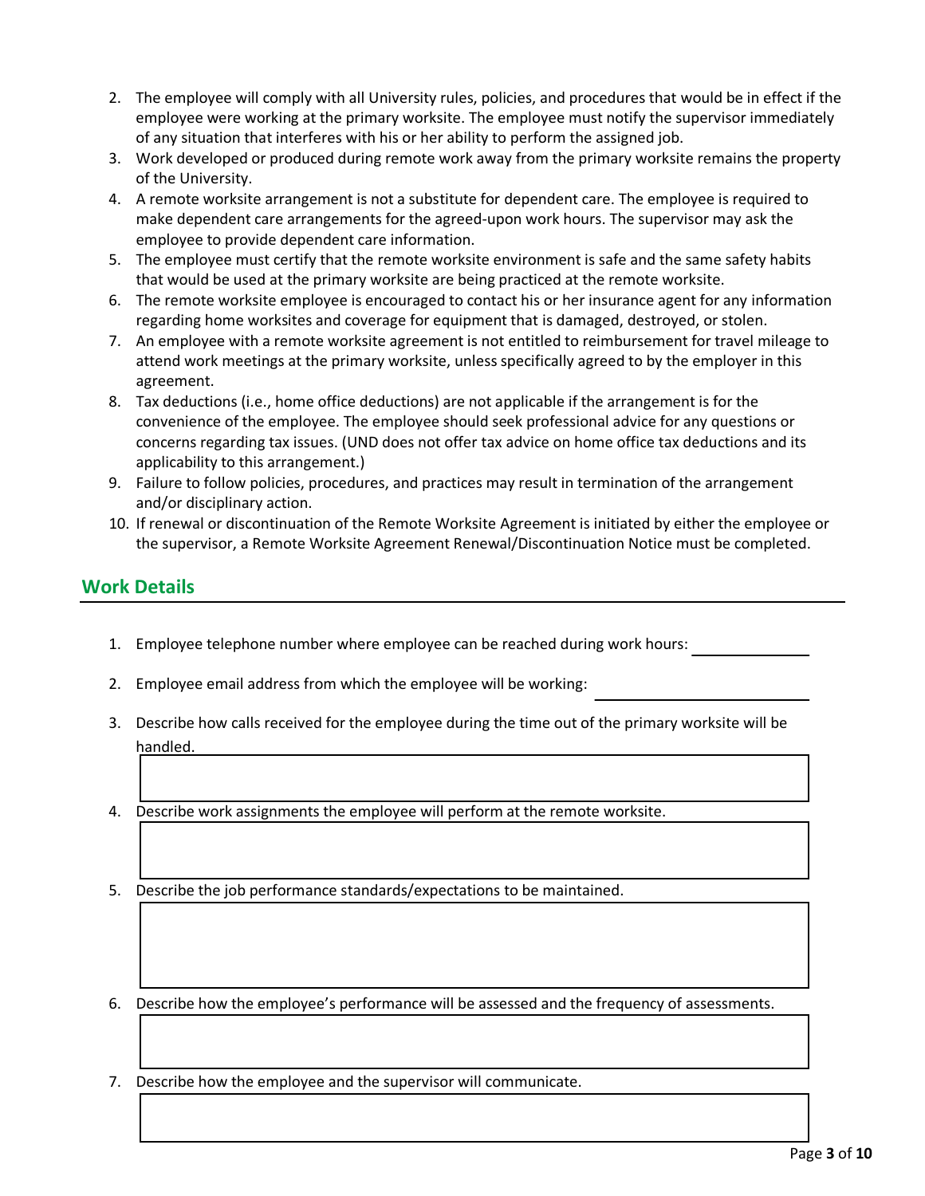2. The employee will comply with all University rules, policies, and procedures that would be in effect if the employee were working at the primary worksite. The employee must notify the supervisor immediately of any situation that interferes with his or her ability to perform the assigned job.
3. Work developed or produced during remote work away from the primary worksite remains the property of the University.
4. A remote worksite arrangement is not a substitute for dependent care. The employee is required to make dependent care arrangements for the agreed-upon work hours. The supervisor may ask the employee to provide dependent care information.
5. The employee must certify that the remote worksite environment is safe and the same safety habits that would be used at the primary worksite are being practiced at the remote worksite.
6. The remote worksite employee is encouraged to contact his or her insurance agent for any information regarding home worksites and coverage for equipment that is damaged, destroyed, or stolen.
7. An employee with a remote worksite agreement is not entitled to reimbursement for travel mileage to attend work meetings at the primary worksite, unless specifically agreed to by the employer in this agreement.
8. Tax deductions (i.e., home office deductions) are not applicable if the arrangement is for the convenience of the employee. The employee should seek professional advice for any questions or concerns regarding tax issues. (UND does not offer tax advice on home office tax deductions and its applicability to this arrangement.)
9. Failure to follow policies, procedures, and practices may result in termination of the arrangement and/or disciplinary action.
10. If renewal or discontinuation of the Remote Worksite Agreement is initiated by either the employee or the supervisor, a Remote Worksite Agreement Renewal/Discontinuation Notice must be completed.

## Work Details

1. Employee telephone number where employee can be reached during work hours: ______________
2. Employee email address from which the employee will be working: ______________
3. Describe how calls received for the employee during the time out of the primary worksite will be handled.
4. Describe work assignments the employee will perform at the remote worksite.
5. Describe the job performance standards/expectations to be maintained.
6. Describe how the employee's performance will be assessed and the frequency of assessments.
7. Describe how the employee and the supervisor will communicate.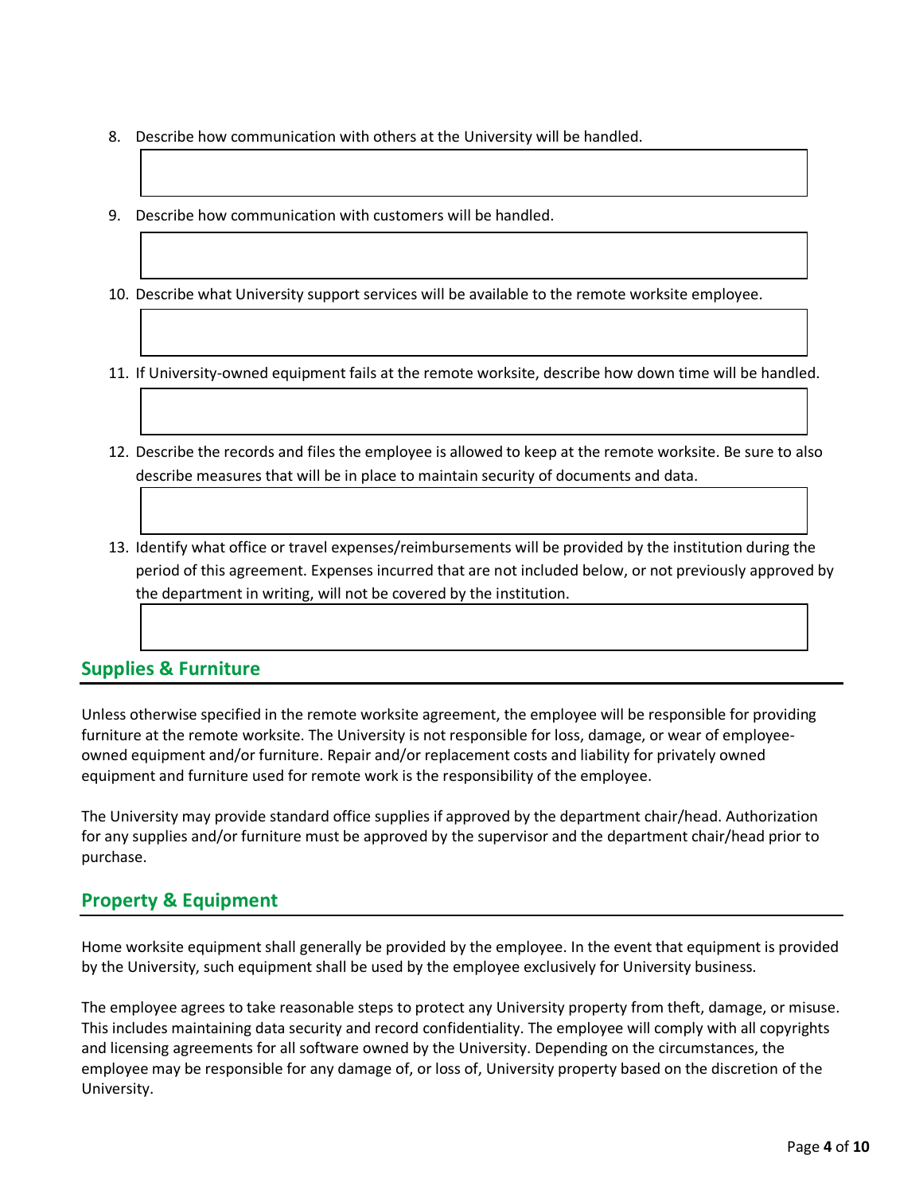8. Describe how communication with others at the University will be handled.

9. Describe how communication with customers will be handled.

10. Describe what University support services will be available to the remote worksite employee.

11. If University-owned equipment fails at the remote worksite, describe how down time will be handled.

12. Describe the records and files the employee is allowed to keep at the remote worksite. Be sure to also describe measures that will be in place to maintain security of documents and data.

13. Identify what office or travel expenses/reimbursements will be provided by the institution during the period of this agreement. Expenses incurred that are not included below, or not previously approved by the department in writing, will not be covered by the institution.

## Supplies & Furniture

Unless otherwise specified in the remote worksite agreement, the employee will be responsible for providing furniture at the remote worksite. The University is not responsible for loss, damage, or wear of employee-owned equipment and/or furniture. Repair and/or replacement costs and liability for privately owned equipment and furniture used for remote work is the responsibility of the employee.

The University may provide standard office supplies if approved by the department chair/head. Authorization for any supplies and/or furniture must be approved by the supervisor and the department chair/head prior to purchase.

## Property & Equipment

Home worksite equipment shall generally be provided by the employee. In the event that equipment is provided by the University, such equipment shall be used by the employee exclusively for University business.

The employee agrees to take reasonable steps to protect any University property from theft, damage, or misuse. This includes maintaining data security and record confidentiality. The employee will comply with all copyrights and licensing agreements for all software owned by the University. Depending on the circumstances, the employee may be responsible for any damage of, or loss of, University property based on the discretion of the University.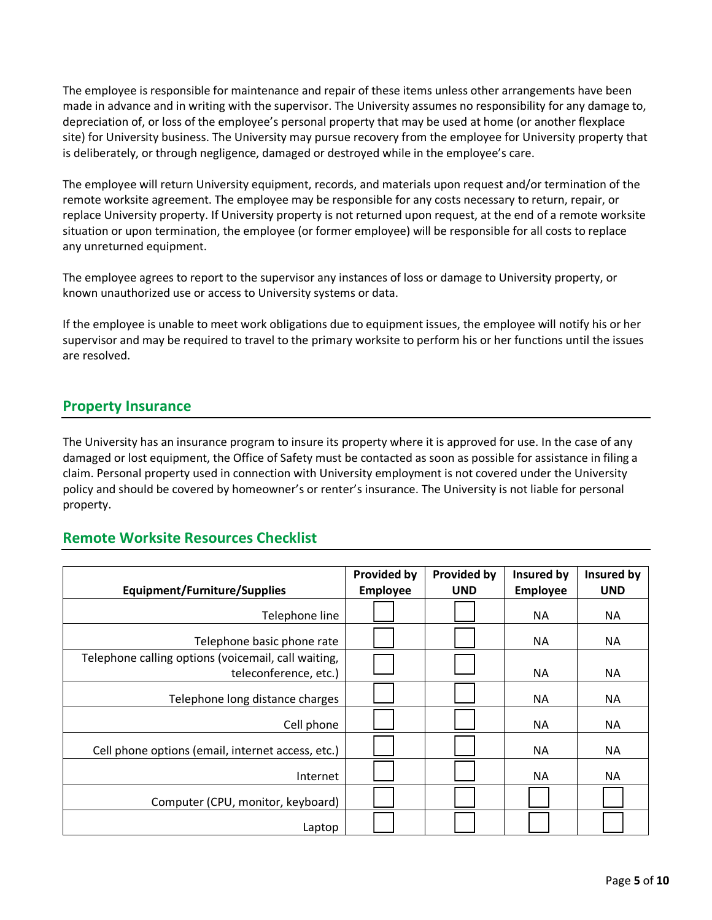The employee is responsible for maintenance and repair of these items unless other arrangements have been made in advance and in writing with the supervisor. The University assumes no responsibility for any damage to, depreciation of, or loss of the employee's personal property that may be used at home (or another flexplace site) for University business. The University may pursue recovery from the employee for University property that is deliberately, or through negligence, damaged or destroyed while in the employee's care.

The employee will return University equipment, records, and materials upon request and/or termination of the remote worksite agreement. The employee may be responsible for any costs necessary to return, repair, or replace University property. If University property is not returned upon request, at the end of a remote worksite situation or upon termination, the employee (or former employee) will be responsible for all costs to replace any unreturned equipment.

The employee agrees to report to the supervisor any instances of loss or damage to University property, or known unauthorized use or access to University systems or data.

If the employee is unable to meet work obligations due to equipment issues, the employee will notify his or her supervisor and may be required to travel to the primary worksite to perform his or her functions until the issues are resolved.

## Property Insurance

The University has an insurance program to insure its property where it is approved for use. In the case of any damaged or lost equipment, the Office of Safety must be contacted as soon as possible for assistance in filing a claim. Personal property used in connection with University employment is not covered under the University policy and should be covered by homeowner's or renter's insurance. The University is not liable for personal property.

## Remote Worksite Resources Checklist

| Equipment/Furniture/Supplies | Provided by Employee | Provided by UND | Insured by Employee | Insured by UND |
|---|---|---|---|---|
| Telephone line | ☐ | ☐ | NA | NA |
| Telephone basic phone rate | ☐ | ☐ | NA | NA |
| Telephone calling options (voicemail, call waiting, teleconference, etc.) | ☐ | ☐ | NA | NA |
| Telephone long distance charges | ☐ | ☐ | NA | NA |
| Cell phone | ☐ | ☐ | NA | NA |
| Cell phone options (email, internet access, etc.) | ☐ | ☐ | NA | NA |
| Internet | ☐ | ☐ | NA | NA |
| Computer (CPU, monitor, keyboard) | ☐ | ☐ | ☐ | ☐ |
| Laptop | ☐ | ☐ | ☐ | ☐ |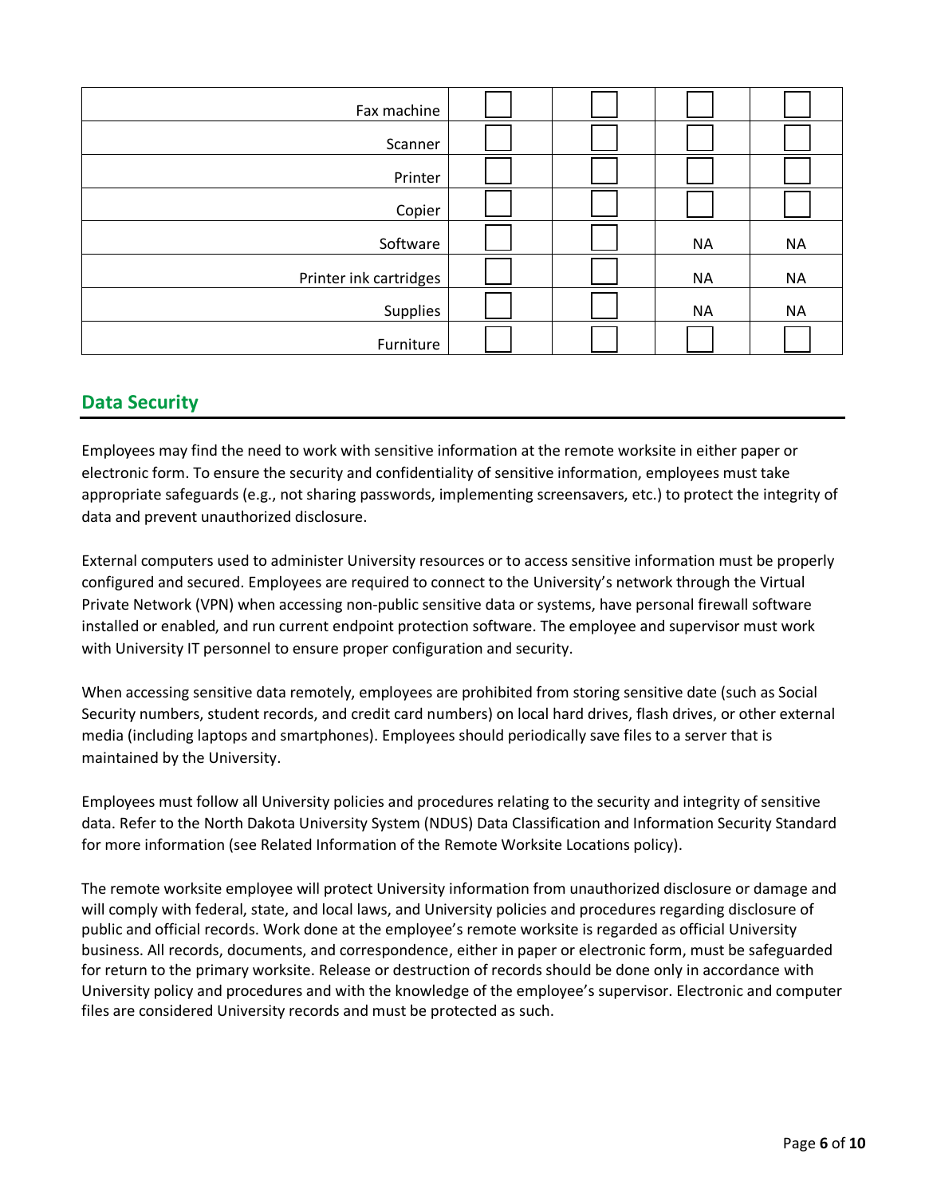| | | | | |
|---|---|---|---|---|
| Fax machine | ☐ | ☐ | ☐ | ☐ |
| Scanner | ☐ | ☐ | ☐ | ☐ |
| Printer | ☐ | ☐ | ☐ | ☐ |
| Copier | ☐ | ☐ | ☐ | ☐ |
| Software | ☐ | ☐ | NA | NA |
| Printer ink cartridges | ☐ | ☐ | NA | NA |
| Supplies | ☐ | ☐ | NA | NA |
| Furniture | ☐ | ☐ | ☐ | ☐ |

## Data Security

Employees may find the need to work with sensitive information at the remote worksite in either paper or electronic form. To ensure the security and confidentiality of sensitive information, employees must take appropriate safeguards (e.g., not sharing passwords, implementing screensavers, etc.) to protect the integrity of data and prevent unauthorized disclosure.

External computers used to administer University resources or to access sensitive information must be properly configured and secured. Employees are required to connect to the University's network through the Virtual Private Network (VPN) when accessing non-public sensitive data or systems, have personal firewall software installed or enabled, and run current endpoint protection software. The employee and supervisor must work with University IT personnel to ensure proper configuration and security.

When accessing sensitive data remotely, employees are prohibited from storing sensitive date (such as Social Security numbers, student records, and credit card numbers) on local hard drives, flash drives, or other external media (including laptops and smartphones). Employees should periodically save files to a server that is maintained by the University.

Employees must follow all University policies and procedures relating to the security and integrity of sensitive data. Refer to the North Dakota University System (NDUS) Data Classification and Information Security Standard for more information (see Related Information of the Remote Worksite Locations policy).

The remote worksite employee will protect University information from unauthorized disclosure or damage and will comply with federal, state, and local laws, and University policies and procedures regarding disclosure of public and official records. Work done at the employee's remote worksite is regarded as official University business. All records, documents, and correspondence, either in paper or electronic form, must be safeguarded for return to the primary worksite. Release or destruction of records should be done only in accordance with University policy and procedures and with the knowledge of the employee's supervisor. Electronic and computer files are considered University records and must be protected as such.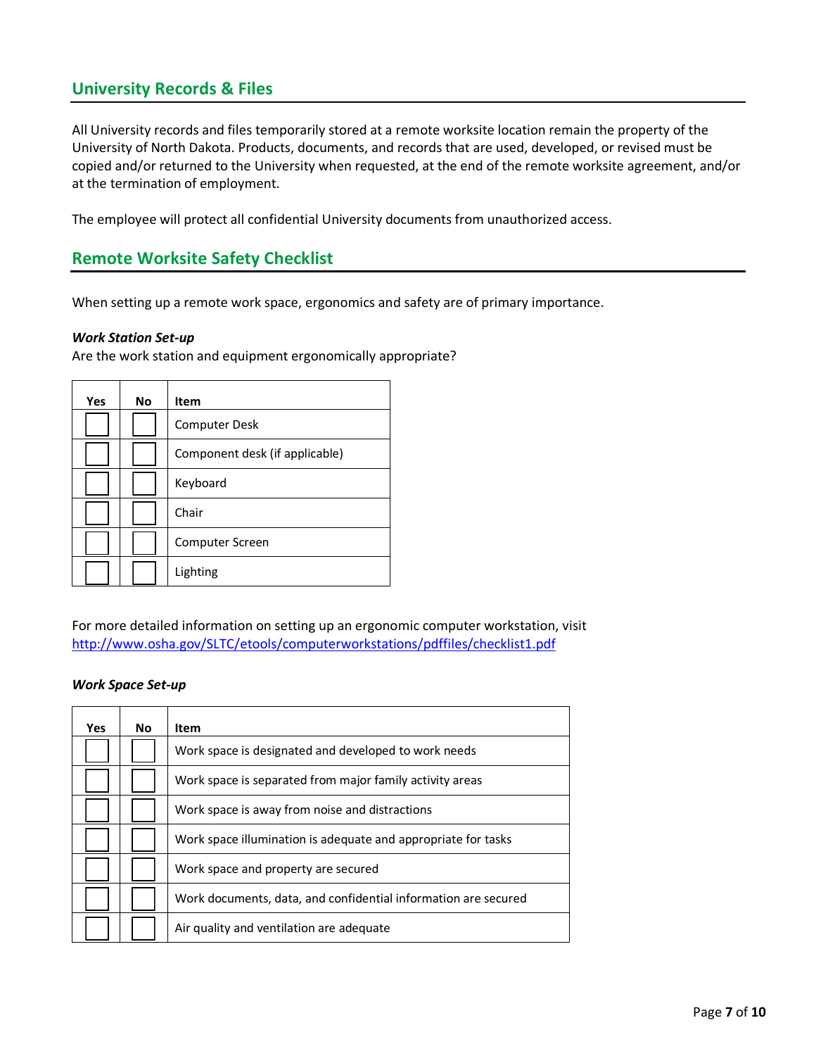## University Records & Files

All University records and files temporarily stored at a remote worksite location remain the property of the University of North Dakota. Products, documents, and records that are used, developed, or revised must be copied and/or returned to the University when requested, at the end of the remote worksite agreement, and/or at the termination of employment.

The employee will protect all confidential University documents from unauthorized access.

## Remote Worksite Safety Checklist

When setting up a remote work space, ergonomics and safety are of primary importance.

***Work Station Set-up***

Are the work station and equipment ergonomically appropriate?

| Yes | No | Item |
|---|---|---|
| ☐ | ☐ | Computer Desk |
| ☐ | ☐ | Component desk (if applicable) |
| ☐ | ☐ | Keyboard |
| ☐ | ☐ | Chair |
| ☐ | ☐ | Computer Screen |
| ☐ | ☐ | Lighting |

For more detailed information on setting up an ergonomic computer workstation, visit [http://www.osha.gov/SLTC/etools/computerworkstations/pdffiles/checklist1.pdf](http://www.osha.gov/SLTC/etools/computerworkstations/pdffiles/checklist1.pdf)

***Work Space Set-up***

| Yes | No | Item |
|---|---|---|
| ☐ | ☐ | Work space is designated and developed to work needs |
| ☐ | ☐ | Work space is separated from major family activity areas |
| ☐ | ☐ | Work space is away from noise and distractions |
| ☐ | ☐ | Work space illumination is adequate and appropriate for tasks |
| ☐ | ☐ | Work space and property are secured |
| ☐ | ☐ | Work documents, data, and confidential information are secured |
| ☐ | ☐ | Air quality and ventilation are adequate |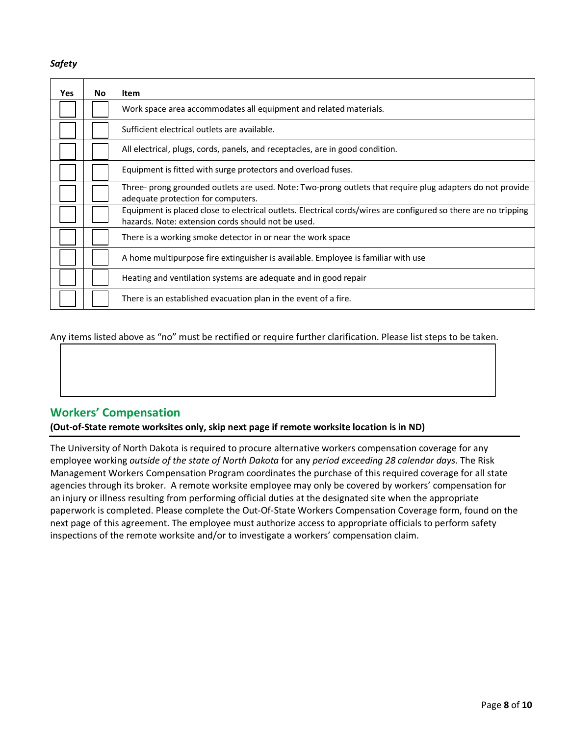*Safety*

| Yes | No | Item |
|---|---|---|
| ☐ | ☐ | Work space area accommodates all equipment and related materials. |
| ☐ | ☐ | Sufficient electrical outlets are available. |
| ☐ | ☐ | All electrical, plugs, cords, panels, and receptacles, are in good condition. |
| ☐ | ☐ | Equipment is fitted with surge protectors and overload fuses. |
| ☐ | ☐ | Three- prong grounded outlets are used. Note: Two-prong outlets that require plug adapters do not provide adequate protection for computers. |
| ☐ | ☐ | Equipment is placed close to electrical outlets. Electrical cords/wires are configured so there are no tripping hazards. Note: extension cords should not be used. |
| ☐ | ☐ | There is a working smoke detector in or near the work space |
| ☐ | ☐ | A home multipurpose fire extinguisher is available. Employee is familiar with use |
| ☐ | ☐ | Heating and ventilation systems are adequate and in good repair |
| ☐ | ☐ | There is an established evacuation plan in the event of a fire. |

Any items listed above as "no" must be rectified or require further clarification. Please list steps to be taken.

## Workers' Compensation

**(Out-of-State remote worksites only, skip next page if remote worksite location is in ND)**

The University of North Dakota is required to procure alternative workers compensation coverage for any employee working *outside of the state of North Dakota* for any *period exceeding 28 calendar days*. The Risk Management Workers Compensation Program coordinates the purchase of this required coverage for all state agencies through its broker. A remote worksite employee may only be covered by workers' compensation for an injury or illness resulting from performing official duties at the designated site when the appropriate paperwork is completed. Please complete the Out-Of-State Workers Compensation Coverage form, found on the next page of this agreement. The employee must authorize access to appropriate officials to perform safety inspections of the remote worksite and/or to investigate a workers' compensation claim.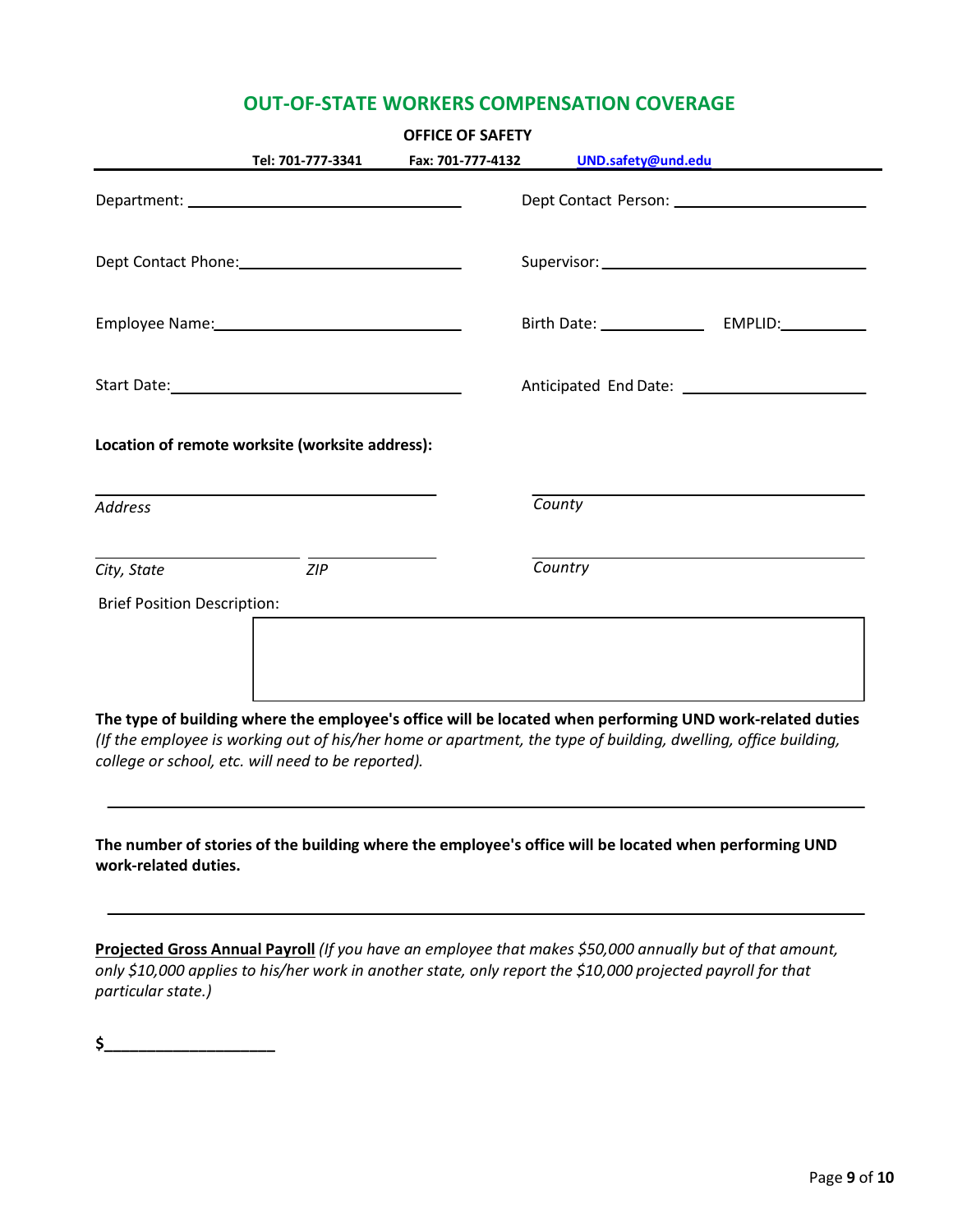# OUT-OF-STATE WORKERS COMPENSATION COVERAGE

**OFFICE OF SAFETY**

**Tel: 701-777-3341** **Fax: 701-777-4132** **UND.safety@und.edu**

Department: ______________________ Dept Contact Person: ______________________

Dept Contact Phone: ______________________ Supervisor: ______________________

Employee Name: ______________________ Birth Date: ____________ EMPLID: __________

Start Date: ______________________ Anticipated End Date: ______________________

**Location of remote worksite (worksite address):**

______________________ ______________________
*Address* *County*

______________ ______________ ______________________
*City, State* *ZIP* *Country*

Brief Position Description:

| |
|---|
| |

**The type of building where the employee's office will be located when performing UND work-related duties** *(If the employee is working out of his/her home or apartment, the type of building, dwelling, office building, college or school, etc. will need to be reported).*

______________________________________________________________________

**The number of stories of the building where the employee's office will be located when performing UND work-related duties.**

______________________________________________________________________

**Projected Gross Annual Payroll** *(If you have an employee that makes $50,000 annually but of that amount, only $10,000 applies to his/her work in another state, only report the $10,000 projected payroll for that particular state.)*

**$____________________**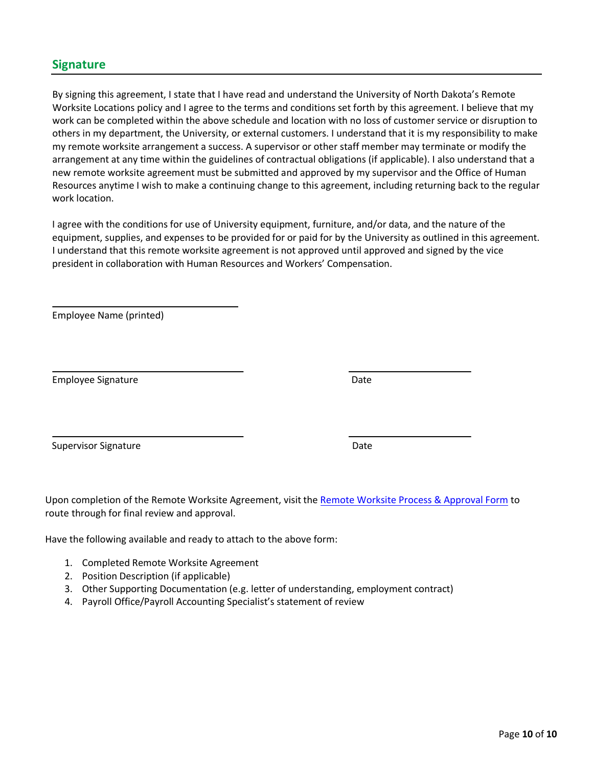## Signature

By signing this agreement, I state that I have read and understand the University of North Dakota's Remote Worksite Locations policy and I agree to the terms and conditions set forth by this agreement. I believe that my work can be completed within the above schedule and location with no loss of customer service or disruption to others in my department, the University, or external customers. I understand that it is my responsibility to make my remote worksite arrangement a success. A supervisor or other staff member may terminate or modify the arrangement at any time within the guidelines of contractual obligations (if applicable). I also understand that a new remote worksite agreement must be submitted and approved by my supervisor and the Office of Human Resources anytime I wish to make a continuing change to this agreement, including returning back to the regular work location.

I agree with the conditions for use of University equipment, furniture, and/or data, and the nature of the equipment, supplies, and expenses to be provided for or paid for by the University as outlined in this agreement. I understand that this remote worksite agreement is not approved until approved and signed by the vice president in collaboration with Human Resources and Workers' Compensation.

_______________________________
Employee Name (printed)

_______________________________ _____________________
Employee Signature Date

_______________________________ _____________________
Supervisor Signature Date

Upon completion of the Remote Worksite Agreement, visit the Remote Worksite Process & Approval Form to route through for final review and approval.

Have the following available and ready to attach to the above form:

1. Completed Remote Worksite Agreement
2. Position Description (if applicable)
3. Other Supporting Documentation (e.g. letter of understanding, employment contract)
4. Payroll Office/Payroll Accounting Specialist's statement of review